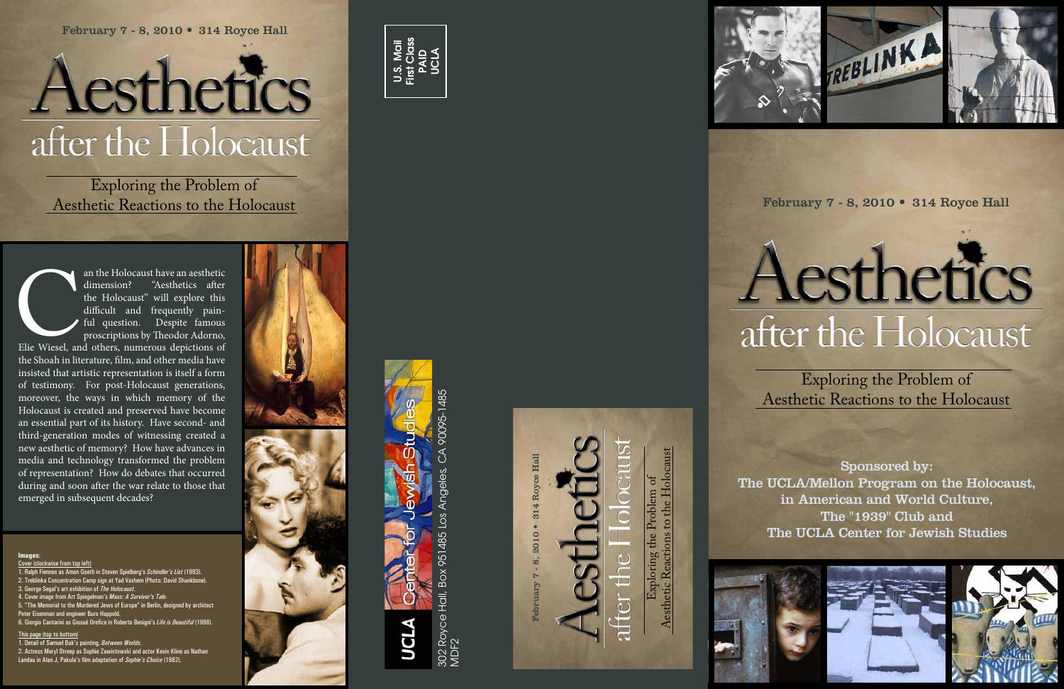February 7 - 8, 2010 • 314 Royce Hall

# Aesthetics after the Holocaust

## Exploring the Problem of Aesthetic Reactions to the Holocaust

Can the Holocaust have an aesthetic dimension? "Aesthetics after the Holocaust" will explore this difficult and frequently painful question. Despite famous proscriptions by Theodor Adorno, Elie Wiesel, and others, numerous depictions of the Shoah in literature, film, and other media have insisted that artistic representation is itself a form of testimony. For post-Holocaust generations, moreover, the ways in which memory of the Holocaust is created and preserved have become an essential part of its history. Have second- and third-generation modes of witnessing created a new aesthetic of memory? How have advances in media and technology transformed the problem of representation? How do debates that occurred during and soon after the war relate to those that emerged in subsequent decades?

**Images:**

Cover (clockwise from top left)

1. Ralph Fiennes as Amon Goeth in Steven Spielberg's *Schindler's List* (1993).
2. Treblinka Concentration Camp sign at Yad Vashem (Photo: David Shankbone).
3. George Segal's art exhibition of *The Holocaust*.
4. Cover image from Art Spiegelman's *Maus: A Survivor's Tale*.
5. "The Memorial to the Murdered Jews of Europe" in Berlin, designed by architect Peter Eisenman and engineer Buro Happold.
6. Giorgio Cantarini as Giosué Orefice in Roberto Benigni's *Life is Beautiful* (1998).

This page (top to bottom)

1. Detail of Samuel Bak's painting, *Between Worlds*.
2. Actress Meryl Streep as Sophie Zawistowski and actor Kevin Kline as Nathan Landau in Alan J. Pakula's film adaptation of *Sophie's Choice* (1982).

U.S. Mail
First Class
PAID
UCLA

UCLA Center for Jewish Studies
302 Royce Hall, Box 951485 Los Angeles, CA 90095-1485
MDF2

February 7 - 8, 2010 • 314 Royce Hall

# Aesthetics after the Holocaust

## Exploring the Problem of Aesthetic Reactions to the Holocaust

February 7 - 8, 2010 • 314 Royce Hall

# Aesthetics after the Holocaust

## Exploring the Problem of Aesthetic Reactions to the Holocaust

Sponsored by:
The UCLA/Mellon Program on the Holocaust, in American and World Culture,
The "1939" Club and
The UCLA Center for Jewish Studies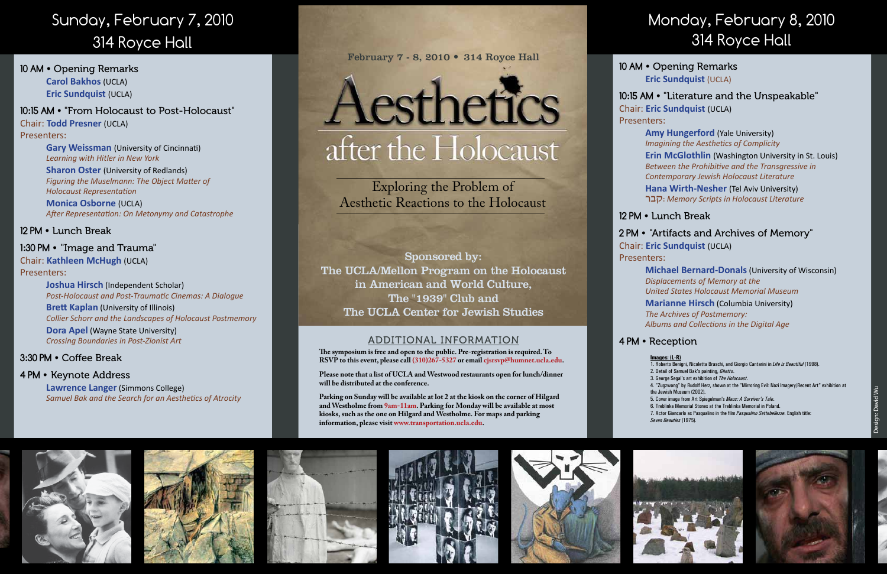# Aesthetics after the Holocaust

February 7 - 8, 2010 • 314 Royce Hall

## Exploring the Problem of Aesthetic Reactions to the Holocaust

Sponsored by:
The UCLA/Mellon Program on the Holocaust in American and World Culture,
The "1939" Club and
The UCLA Center for Jewish Studies

## Sunday, February 7, 2010
### 314 Royce Hall

**10 AM • Opening Remarks**

- **Carol Bakhos** (UCLA)
- **Eric Sundquist** (UCLA)

**10:15 AM • "From Holocaust to Post-Holocaust"**

Chair: **Todd Presner** (UCLA)

Presenters:

- **Gary Weissman** (University of Cincinnati)
  *Learning with Hitler in New York*
- **Sharon Oster** (University of Redlands)
  *Figuring the Muselmann: The Object Matter of Holocaust Representation*
- **Monica Osborne** (UCLA)
  *After Representation: On Metonymy and Catastrophe*

**12 PM • Lunch Break**

**1:30 PM • "Image and Trauma"**

Chair: **Kathleen McHugh** (UCLA)

Presenters:

- **Joshua Hirsch** (Independent Scholar)
  *Post-Holocaust and Post-Traumatic Cinemas: A Dialogue*
- **Brett Kaplan** (University of Illinois)
  *Collier Schorr and the Landscapes of Holocaust Postmemory*
- **Dora Apel** (Wayne State University)
  *Crossing Boundaries in Post-Zionist Art*

**3:30 PM • Coffee Break**

**4 PM • Keynote Address**

- **Lawrence Langer** (Simmons College)
  *Samuel Bak and the Search for an Aesthetics of Atrocity*

## Monday, February 8, 2010
### 314 Royce Hall

**10 AM • Opening Remarks**

- **Eric Sundquist** (UCLA)

**10:15 AM • "Literature and the Unspeakable"**

Chair: **Eric Sundquist** (UCLA)

Presenters:

- **Amy Hungerford** (Yale University)
  *Imagining the Aesthetics of Complicity*
- **Erin McGlothlin** (Washington University in St. Louis)
  *Between the Prohibitive and the Transgressive in Contemporary Jewish Holocaust Literature*
- **Hana Wirth-Nesher** (Tel Aviv University)
  *קבר: Memory Scripts in Holocaust Literature*

**12 PM • Lunch Break**

**2 PM • "Artifacts and Archives of Memory"**

Chair: **Eric Sundquist** (UCLA)

Presenters:

- **Michael Bernard-Donals** (University of Wisconsin)
  *Displacements of Memory at the United States Holocaust Memorial Museum*
- **Marianne Hirsch** (Columbia University)
  *The Archives of Postmemory: Albums and Collections in the Digital Age*

**4 PM • Reception**

## ADDITIONAL INFORMATION

**The symposium is free and open to the public. Pre-registration is required. To RSVP to this event, please call (310)267-5327 or email cjsrsvp@humnet.ucla.edu.**

**Please note that a list of UCLA and Westwood restaurants open for lunch/dinner will be distributed at the conference.**

**Parking on Sunday will be available at lot 2 at the kiosk on the corner of Hilgard and Westholme from 9am-11am. Parking for Monday will be available at most kiosks, such as the one on Hilgard and Westholme. For maps and parking information, please visit www.transportation.ucla.edu.**

**Images: (L-R)**

1. Roberto Benigni, Nicoletta Braschi, and Giorgio Cantarini in *Life is Beautiful* (1998).
2. Detail of Samuel Bak's painting, *Ghetto*.
3. George Segal's art exhibition of *The Holocaust*.
4. "Zugzwang" by Rudolf Herz, shown at the "Mirroring Evil: Nazi Imagery/Recent Art" exhibition at the Jewish Museum (2002).
5. Cover image from Art Spiegelman's *Maus: A Survivor's Tale*.
6. Treblinka Memorial Stones at the Treblinka Memorial in Poland.
7. Actor Giancarlo as Pasqualino in the film *Pasqualino Settebellezze*. English title: *Seven Beauties* (1975).

Design: David Wu